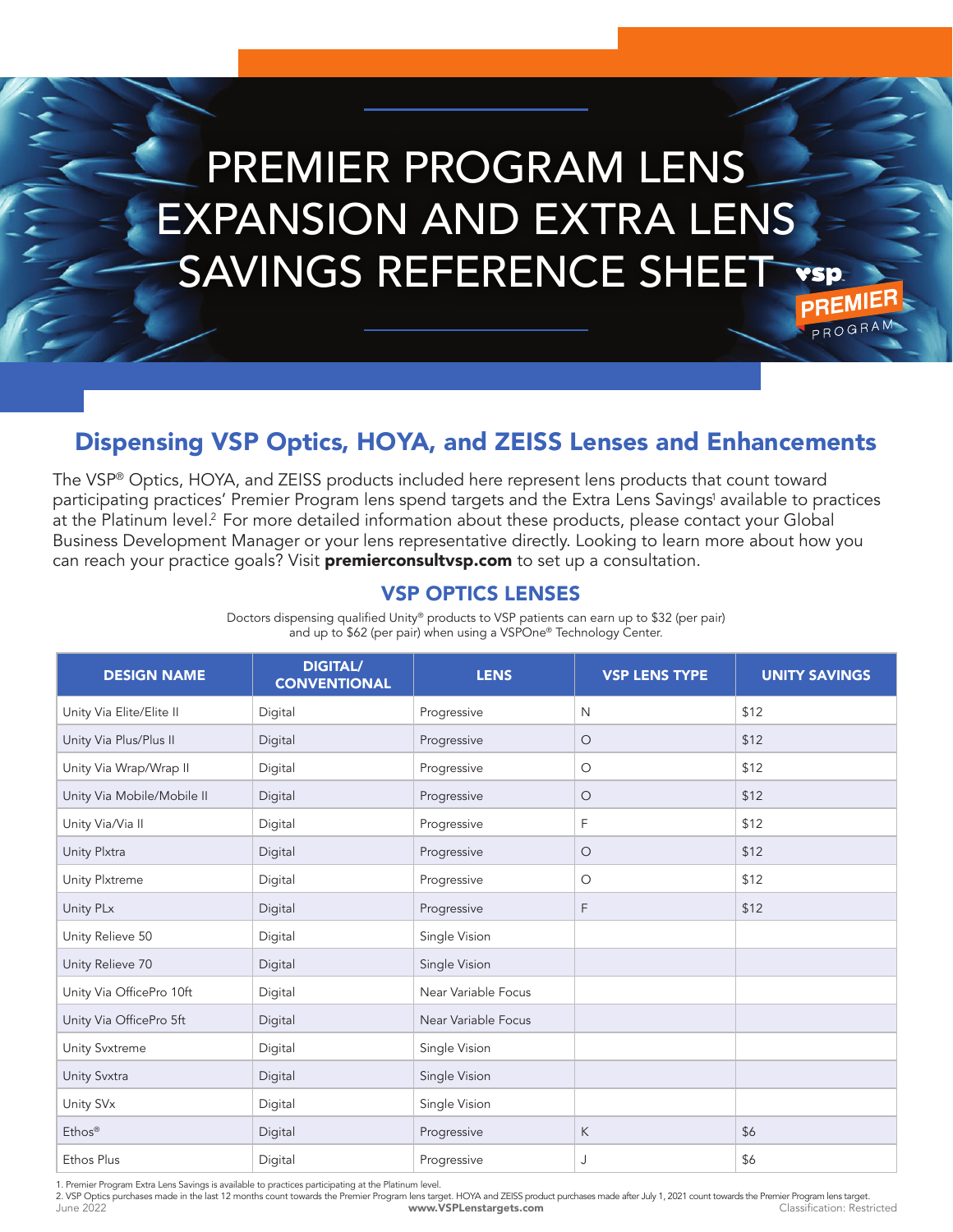# PREMIER PROGRAM LENS EXPANSION AND EXTRA LENS SAVINGS REFERENCE SHEET

VSP PREMIER PROGRAM

## Dispensing VSP Optics, HOYA, and ZEISS Lenses and Enhancements

The VSP® Optics, HOYA, and ZEISS products included here represent lens products that count toward participating practices' Premier Program lens spend targets and the Extra Lens Savings[1] available to practices at the Platinum level.[2] For more detailed information about these products, please contact your Global Business Development Manager or your lens representative directly. Looking to learn more about how you can reach your practice goals? Visit **premierconsultvsp.com** to set up a consultation.

### VSP OPTICS LENSES

Doctors dispensing qualified Unity® products to VSP patients can earn up to $32 (per pair) and up to $62 (per pair) when using a VSPOne® Technology Center.

| DESIGN NAME | DIGITAL/ CONVENTIONAL | LENS | VSP LENS TYPE | UNITY SAVINGS |
|---|---|---|---|---|
| Unity Via Elite/Elite II | Digital | Progressive | N | $12 |
| Unity Via Plus/Plus II | Digital | Progressive | O | $12 |
| Unity Via Wrap/Wrap II | Digital | Progressive | O | $12 |
| Unity Via Mobile/Mobile II | Digital | Progressive | O | $12 |
| Unity Via/Via II | Digital | Progressive | F | $12 |
| Unity Plxtra | Digital | Progressive | O | $12 |
| Unity Plxtreme | Digital | Progressive | O | $12 |
| Unity PLx | Digital | Progressive | F | $12 |
| Unity Relieve 50 | Digital | Single Vision | | |
| Unity Relieve 70 | Digital | Single Vision | | |
| Unity Via OfficePro 10ft | Digital | Near Variable Focus | | |
| Unity Via OfficePro 5ft | Digital | Near Variable Focus | | |
| Unity Svxtreme | Digital | Single Vision | | |
| Unity Svxtra | Digital | Single Vision | | |
| Unity SVx | Digital | Single Vision | | |
| Ethos® | Digital | Progressive | K | $6 |
| Ethos Plus | Digital | Progressive | J | $6 |

1. Premier Program Extra Lens Savings is available to practices participating at the Platinum level.
2. VSP Optics purchases made in the last 12 months count towards the Premier Program lens target. HOYA and ZEISS product purchases made after July 1, 2021 count towards the Premier Program lens target.

June 2022 www.VSPLenstargets.com Classification: Restricted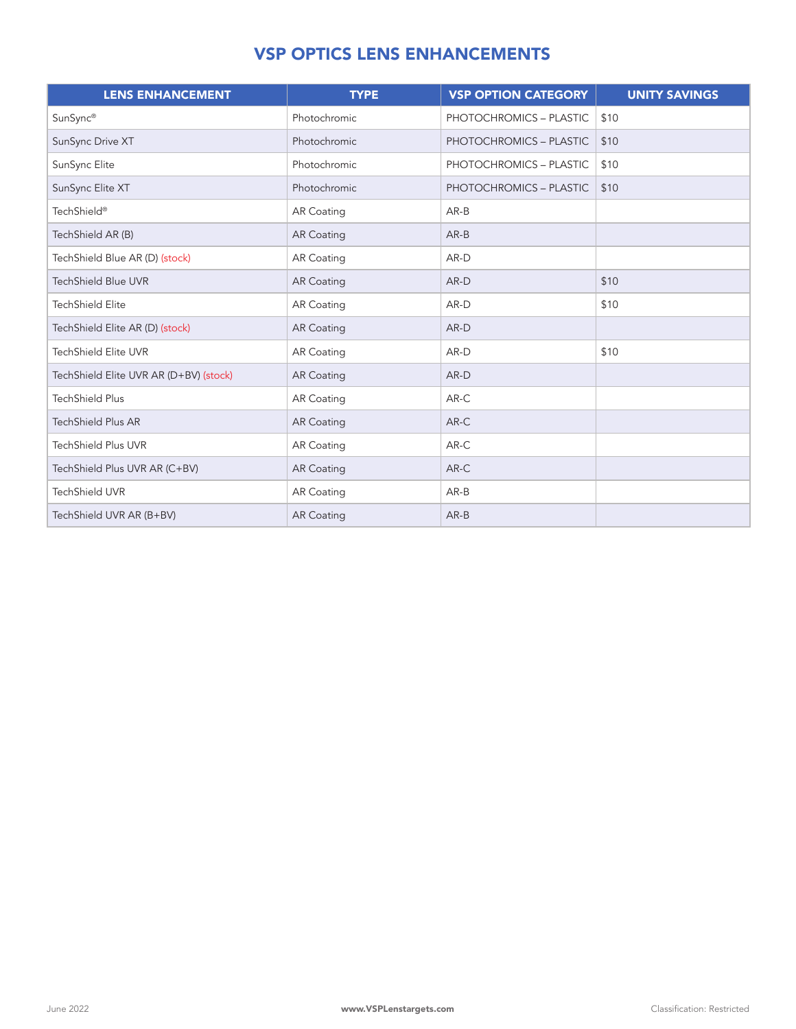# VSP OPTICS LENS ENHANCEMENTS

| LENS ENHANCEMENT | TYPE | VSP OPTION CATEGORY | UNITY SAVINGS |
|---|---|---|---|
| SunSync® | Photochromic | PHOTOCHROMICS – PLASTIC | $10 |
| SunSync Drive XT | Photochromic | PHOTOCHROMICS – PLASTIC | $10 |
| SunSync Elite | Photochromic | PHOTOCHROMICS – PLASTIC | $10 |
| SunSync Elite XT | Photochromic | PHOTOCHROMICS – PLASTIC | $10 |
| TechShield® | AR Coating | AR-B | |
| TechShield AR (B) | AR Coating | AR-B | |
| TechShield Blue AR (D) (stock) | AR Coating | AR-D | |
| TechShield Blue UVR | AR Coating | AR-D | $10 |
| TechShield Elite | AR Coating | AR-D | $10 |
| TechShield Elite AR (D) (stock) | AR Coating | AR-D | |
| TechShield Elite UVR | AR Coating | AR-D | $10 |
| TechShield Elite UVR AR (D+BV) (stock) | AR Coating | AR-D | |
| TechShield Plus | AR Coating | AR-C | |
| TechShield Plus AR | AR Coating | AR-C | |
| TechShield Plus UVR | AR Coating | AR-C | |
| TechShield Plus UVR AR (C+BV) | AR Coating | AR-C | |
| TechShield UVR | AR Coating | AR-B | |
| TechShield UVR AR (B+BV) | AR Coating | AR-B | |

June 2022 www.VSPLenstargets.com Classification: Restricted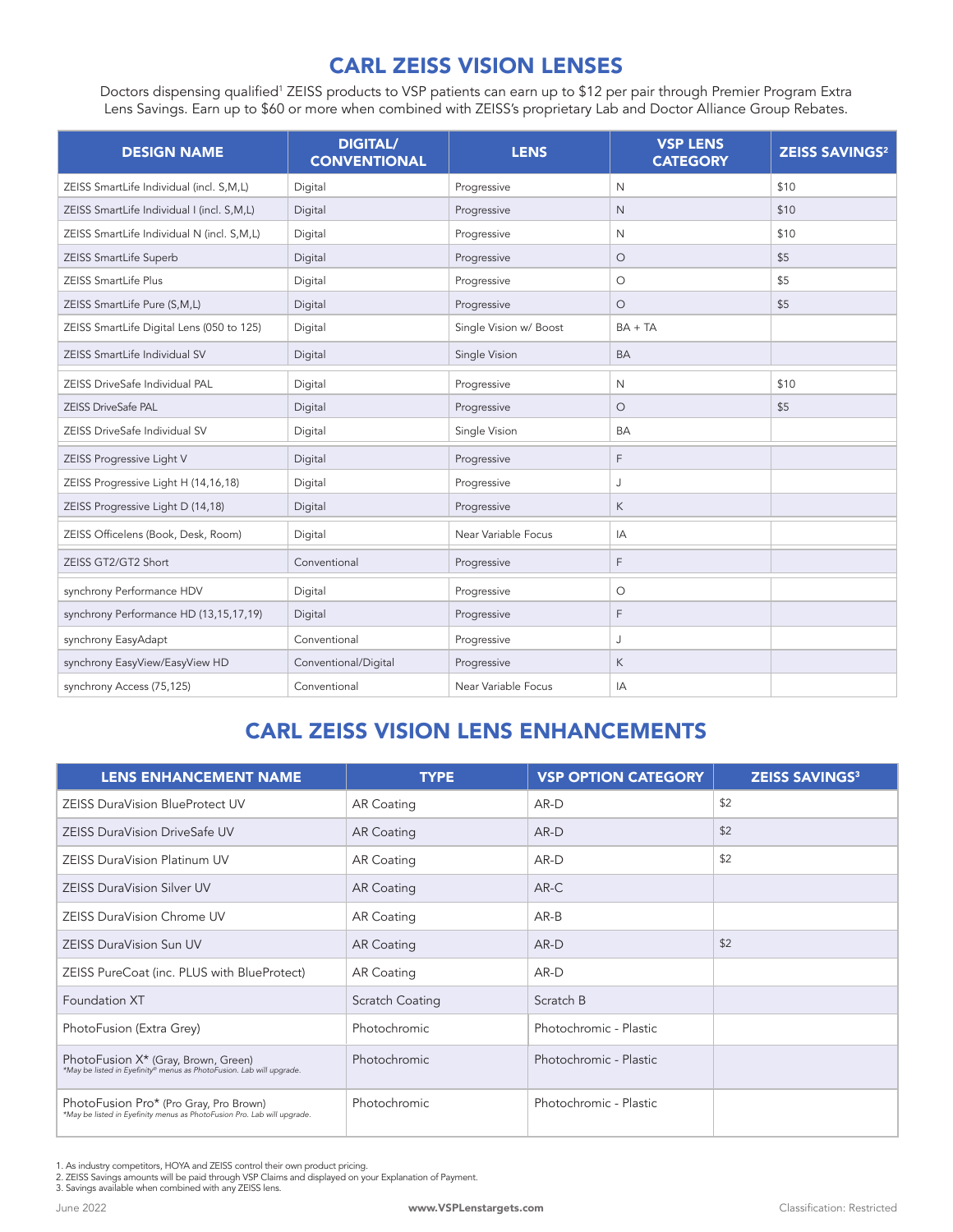# CARL ZEISS VISION LENSES

Doctors dispensing qualified[1] ZEISS products to VSP patients can earn up to $12 per pair through Premier Program Extra Lens Savings. Earn up to $60 or more when combined with ZEISS's proprietary Lab and Doctor Alliance Group Rebates.

| DESIGN NAME | DIGITAL/ CONVENTIONAL | LENS | VSP LENS CATEGORY | ZEISS SAVINGS[2] |
|---|---|---|---|---|
| ZEISS SmartLife Individual (incl. S,M,L) | Digital | Progressive | N | $10 |
| ZEISS SmartLife Individual I (incl. S,M,L) | Digital | Progressive | N | $10 |
| ZEISS SmartLife Individual N (incl. S,M,L) | Digital | Progressive | N | $10 |
| ZEISS SmartLife Superb | Digital | Progressive | O | $5 |
| ZEISS SmartLife Plus | Digital | Progressive | O | $5 |
| ZEISS SmartLife Pure (S,M,L) | Digital | Progressive | O | $5 |
| ZEISS SmartLife Digital Lens (050 to 125) | Digital | Single Vision w/ Boost | BA + TA | |
| ZEISS SmartLife Individual SV | Digital | Single Vision | BA | |
| ZEISS DriveSafe Individual PAL | Digital | Progressive | N | $10 |
| ZEISS DriveSafe PAL | Digital | Progressive | O | $5 |
| ZEISS DriveSafe Individual SV | Digital | Single Vision | BA | |
| ZEISS Progressive Light V | Digital | Progressive | F | |
| ZEISS Progressive Light H (14,16,18) | Digital | Progressive | J | |
| ZEISS Progressive Light D (14,18) | Digital | Progressive | K | |
| ZEISS Officelens (Book, Desk, Room) | Digital | Near Variable Focus | IA | |
| ZEISS GT2/GT2 Short | Conventional | Progressive | F | |
| synchrony Performance HDV | Digital | Progressive | O | |
| synchrony Performance HD (13,15,17,19) | Digital | Progressive | F | |
| synchrony EasyAdapt | Conventional | Progressive | J | |
| synchrony EasyView/EasyView HD | Conventional/Digital | Progressive | K | |
| synchrony Access (75,125) | Conventional | Near Variable Focus | IA | |

# CARL ZEISS VISION LENS ENHANCEMENTS

| LENS ENHANCEMENT NAME | TYPE | VSP OPTION CATEGORY | ZEISS SAVINGS[3] |
|---|---|---|---|
| ZEISS DuraVision BlueProtect UV | AR Coating | AR-D | $2 |
| ZEISS DuraVision DriveSafe UV | AR Coating | AR-D | $2 |
| ZEISS DuraVision Platinum UV | AR Coating | AR-D | $2 |
| ZEISS DuraVision Silver UV | AR Coating | AR-C | |
| ZEISS DuraVision Chrome UV | AR Coating | AR-B | |
| ZEISS DuraVision Sun UV | AR Coating | AR-D | $2 |
| ZEISS PureCoat (inc. PLUS with BlueProtect) | AR Coating | AR-D | |
| Foundation XT | Scratch Coating | Scratch B | |
| PhotoFusion (Extra Grey) | Photochromic | Photochromic - Plastic | |
| PhotoFusion X* (Gray, Brown, Green) *May be listed in Eyefinity® menus as PhotoFusion. Lab will upgrade. | Photochromic | Photochromic - Plastic | |
| PhotoFusion Pro* (Pro Gray, Pro Brown) *May be listed in Eyefinity menus as PhotoFusion Pro. Lab will upgrade. | Photochromic | Photochromic - Plastic | |

1. As industry competitors, HOYA and ZEISS control their own product pricing.
2. ZEISS Savings amounts will be paid through VSP Claims and displayed on your Explanation of Payment.
3. Savings available when combined with any ZEISS lens.

June 2022 www.VSPLenstargets.com Classification: Restricted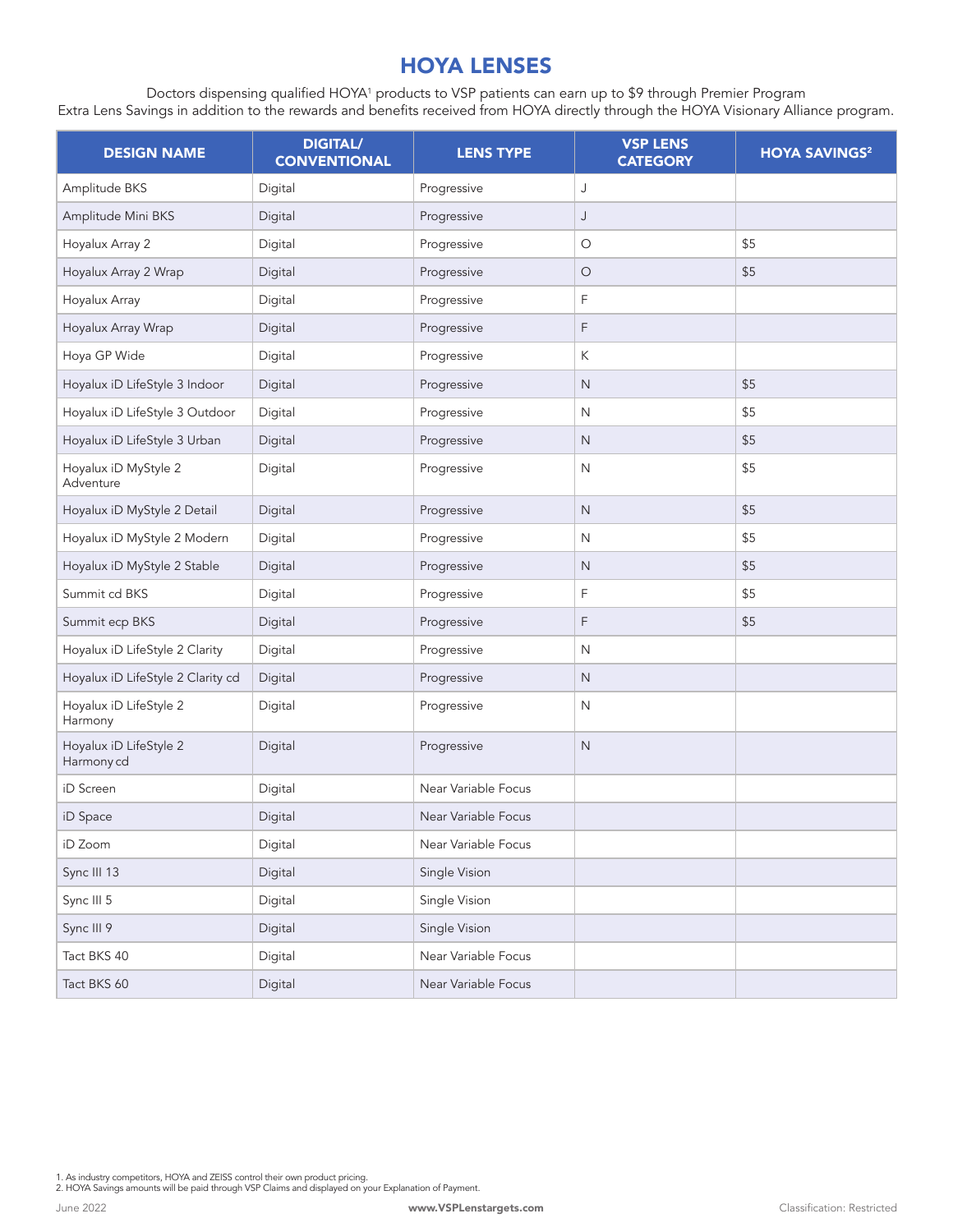# HOYA LENSES

Doctors dispensing qualified HOYA[1] products to VSP patients can earn up to $9 through Premier Program Extra Lens Savings in addition to the rewards and benefits received from HOYA directly through the HOYA Visionary Alliance program.

| DESIGN NAME | DIGITAL/ CONVENTIONAL | LENS TYPE | VSP LENS CATEGORY | HOYA SAVINGS[2] |
|---|---|---|---|---|
| Amplitude BKS | Digital | Progressive | J | |
| Amplitude Mini BKS | Digital | Progressive | J | |
| Hoyalux Array 2 | Digital | Progressive | O | $5 |
| Hoyalux Array 2 Wrap | Digital | Progressive | O | $5 |
| Hoyalux Array | Digital | Progressive | F | |
| Hoyalux Array Wrap | Digital | Progressive | F | |
| Hoya GP Wide | Digital | Progressive | K | |
| Hoyalux iD LifeStyle 3 Indoor | Digital | Progressive | N | $5 |
| Hoyalux iD LifeStyle 3 Outdoor | Digital | Progressive | N | $5 |
| Hoyalux iD LifeStyle 3 Urban | Digital | Progressive | N | $5 |
| Hoyalux iD MyStyle 2 Adventure | Digital | Progressive | N | $5 |
| Hoyalux iD MyStyle 2 Detail | Digital | Progressive | N | $5 |
| Hoyalux iD MyStyle 2 Modern | Digital | Progressive | N | $5 |
| Hoyalux iD MyStyle 2 Stable | Digital | Progressive | N | $5 |
| Summit cd BKS | Digital | Progressive | F | $5 |
| Summit ecp BKS | Digital | Progressive | F | $5 |
| Hoyalux iD LifeStyle 2 Clarity | Digital | Progressive | N | |
| Hoyalux iD LifeStyle 2 Clarity cd | Digital | Progressive | N | |
| Hoyalux iD LifeStyle 2 Harmony | Digital | Progressive | N | |
| Hoyalux iD LifeStyle 2 Harmony cd | Digital | Progressive | N | |
| iD Screen | Digital | Near Variable Focus | | |
| iD Space | Digital | Near Variable Focus | | |
| iD Zoom | Digital | Near Variable Focus | | |
| Sync III 13 | Digital | Single Vision | | |
| Sync III 5 | Digital | Single Vision | | |
| Sync III 9 | Digital | Single Vision | | |
| Tact BKS 40 | Digital | Near Variable Focus | | |
| Tact BKS 60 | Digital | Near Variable Focus | | |

1. As industry competitors, HOYA and ZEISS control their own product pricing.
2. HOYA Savings amounts will be paid through VSP Claims and displayed on your Explanation of Payment.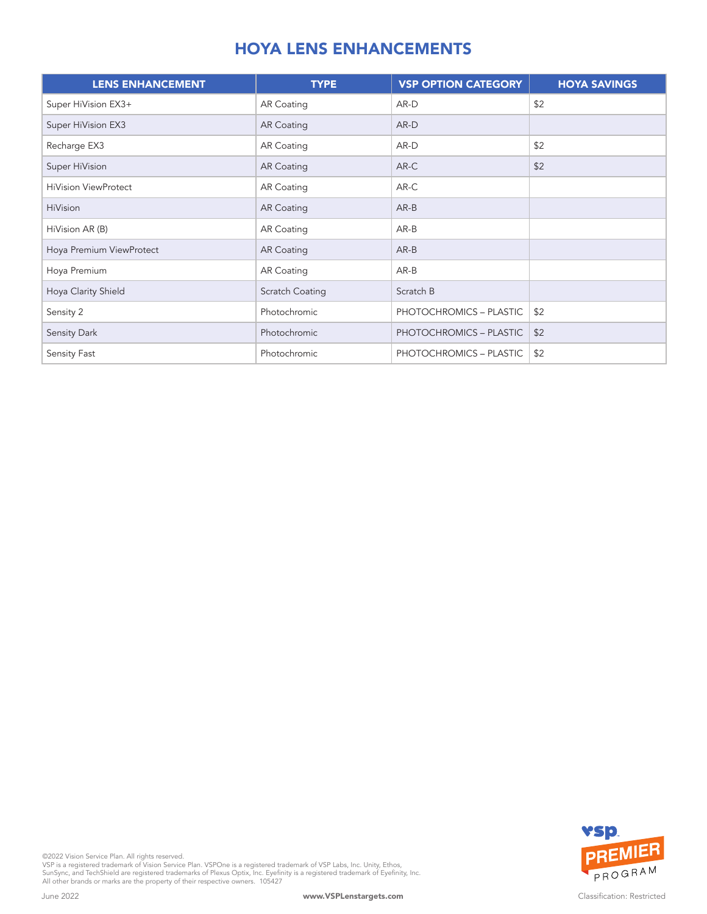# HOYA LENS ENHANCEMENTS

| LENS ENHANCEMENT | TYPE | VSP OPTION CATEGORY | HOYA SAVINGS |
|---|---|---|---|
| Super HiVision EX3+ | AR Coating | AR-D | $2 |
| Super HiVision EX3 | AR Coating | AR-D | |
| Recharge EX3 | AR Coating | AR-D | $2 |
| Super HiVision | AR Coating | AR-C | $2 |
| HiVision ViewProtect | AR Coating | AR-C | |
| HiVision | AR Coating | AR-B | |
| HiVision AR (B) | AR Coating | AR-B | |
| Hoya Premium ViewProtect | AR Coating | AR-B | |
| Hoya Premium | AR Coating | AR-B | |
| Hoya Clarity Shield | Scratch Coating | Scratch B | |
| Sensity 2 | Photochromic | PHOTOCHROMICS – PLASTIC | $2 |
| Sensity Dark | Photochromic | PHOTOCHROMICS – PLASTIC | $2 |
| Sensity Fast | Photochromic | PHOTOCHROMICS – PLASTIC | $2 |

©2022 Vision Service Plan. All rights reserved.
VSP is a registered trademark of Vision Service Plan. VSPOne is a registered trademark of VSP Labs, Inc. Unity, Ethos, SunSync, and TechShield are registered trademarks of Plexus Optix, Inc. Eyefinity is a registered trademark of Eyefinity, Inc. All other brands or marks are the property of their respective owners. 105427

June 2022 www.VSPLenstargets.com Classification: Restricted